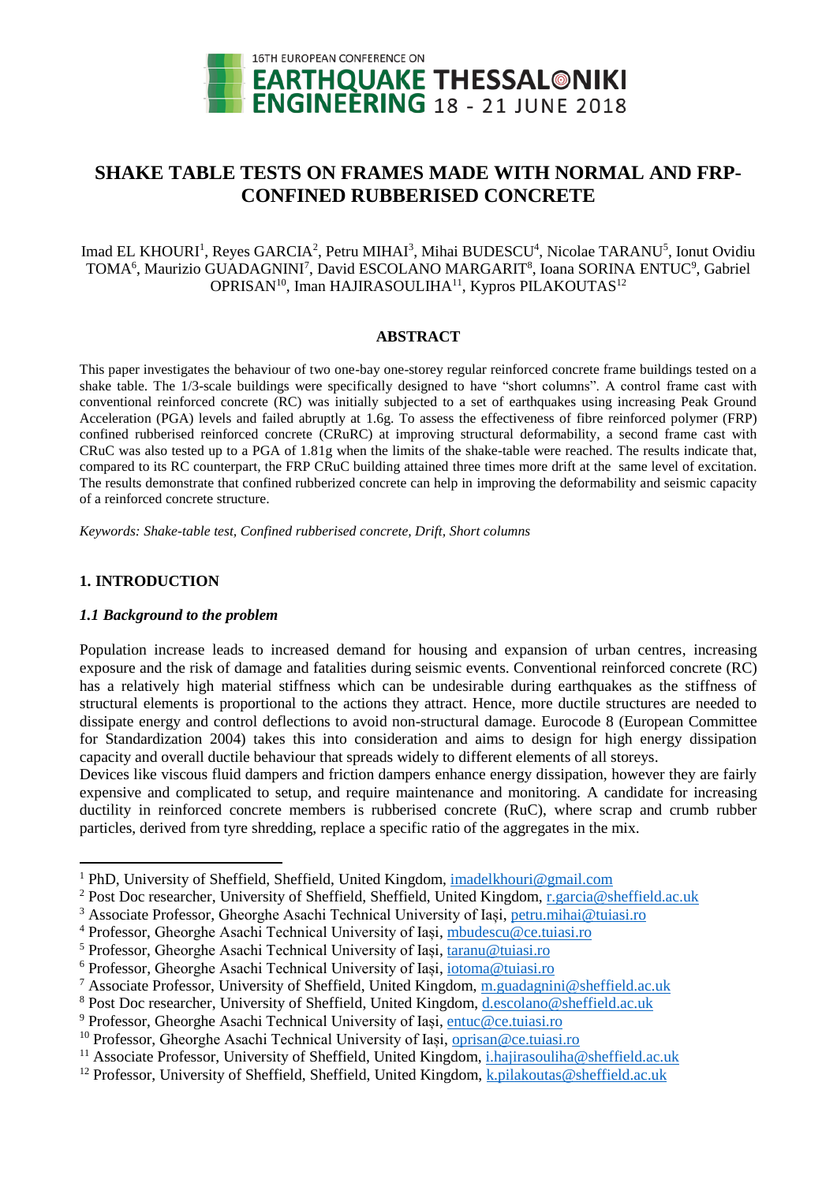# SHAKE TABLE TESTS ON FRAMES MADE WITH NORMAL AND FRP-CONFINED RUBBERISED CONCRETE

Imad EL KHOURI[1], Reyes GARCIA[2], Petru MIHAI[3], Mihai BUDESCU[4], Nicolae TARANU[5], Ionut Ovidiu TOMA[6], Maurizio GUADAGNINI[7], David ESCOLANO MARGARIT[8], Ioana SORINA ENTUC[9], Gabriel OPRISAN[10], Iman HAJIRASOULIHA[11], Kypros PILAKOUTAS[12]

## ABSTRACT

This paper investigates the behaviour of two one-bay one-storey regular reinforced concrete frame buildings tested on a shake table. The 1/3-scale buildings were specifically designed to have "short columns". A control frame cast with conventional reinforced concrete (RC) was initially subjected to a set of earthquakes using increasing Peak Ground Acceleration (PGA) levels and failed abruptly at 1.6g. To assess the effectiveness of fibre reinforced polymer (FRP) confined rubberised reinforced concrete (CRuRC) at improving structural deformability, a second frame cast with CRuC was also tested up to a PGA of 1.81g when the limits of the shake-table were reached. The results indicate that, compared to its RC counterpart, the FRP CRuC building attained three times more drift at the same level of excitation. The results demonstrate that confined rubberized concrete can help in improving the deformability and seismic capacity of a reinforced concrete structure.

*Keywords: Shake-table test, Confined rubberised concrete, Drift, Short columns*

## 1. INTRODUCTION

### *1.1 Background to the problem*

Population increase leads to increased demand for housing and expansion of urban centres, increasing exposure and the risk of damage and fatalities during seismic events. Conventional reinforced concrete (RC) has a relatively high material stiffness which can be undesirable during earthquakes as the stiffness of structural elements is proportional to the actions they attract. Hence, more ductile structures are needed to dissipate energy and control deflections to avoid non-structural damage. Eurocode 8 (European Committee for Standardization 2004) takes this into consideration and aims to design for high energy dissipation capacity and overall ductile behaviour that spreads widely to different elements of all storeys.

Devices like viscous fluid dampers and friction dampers enhance energy dissipation, however they are fairly expensive and complicated to setup, and require maintenance and monitoring. A candidate for increasing ductility in reinforced concrete members is rubberised concrete (RuC), where scrap and crumb rubber particles, derived from tyre shredding, replace a specific ratio of the aggregates in the mix.

---

[1] PhD, University of Sheffield, Sheffield, United Kingdom, imadelkhouri@gmail.com
[2] Post Doc researcher, University of Sheffield, Sheffield, United Kingdom, r.garcia@sheffield.ac.uk
[3] Associate Professor, Gheorghe Asachi Technical University of Iași, petru.mihai@tuiasi.ro
[4] Professor, Gheorghe Asachi Technical University of Iași, mbudescu@ce.tuiasi.ro
[5] Professor, Gheorghe Asachi Technical University of Iași, taranu@tuiasi.ro
[6] Professor, Gheorghe Asachi Technical University of Iași, iotoma@tuiasi.ro
[7] Associate Professor, University of Sheffield, United Kingdom, m.guadagnini@sheffield.ac.uk
[8] Post Doc researcher, University of Sheffield, United Kingdom, d.escolano@sheffield.ac.uk
[9] Professor, Gheorghe Asachi Technical University of Iași, entuc@ce.tuiasi.ro
[10] Professor, Gheorghe Asachi Technical University of Iași, oprisan@ce.tuiasi.ro
[11] Associate Professor, University of Sheffield, United Kingdom, i.hajirasouliha@sheffield.ac.uk
[12] Professor, University of Sheffield, Sheffield, United Kingdom, k.pilakoutas@sheffield.ac.uk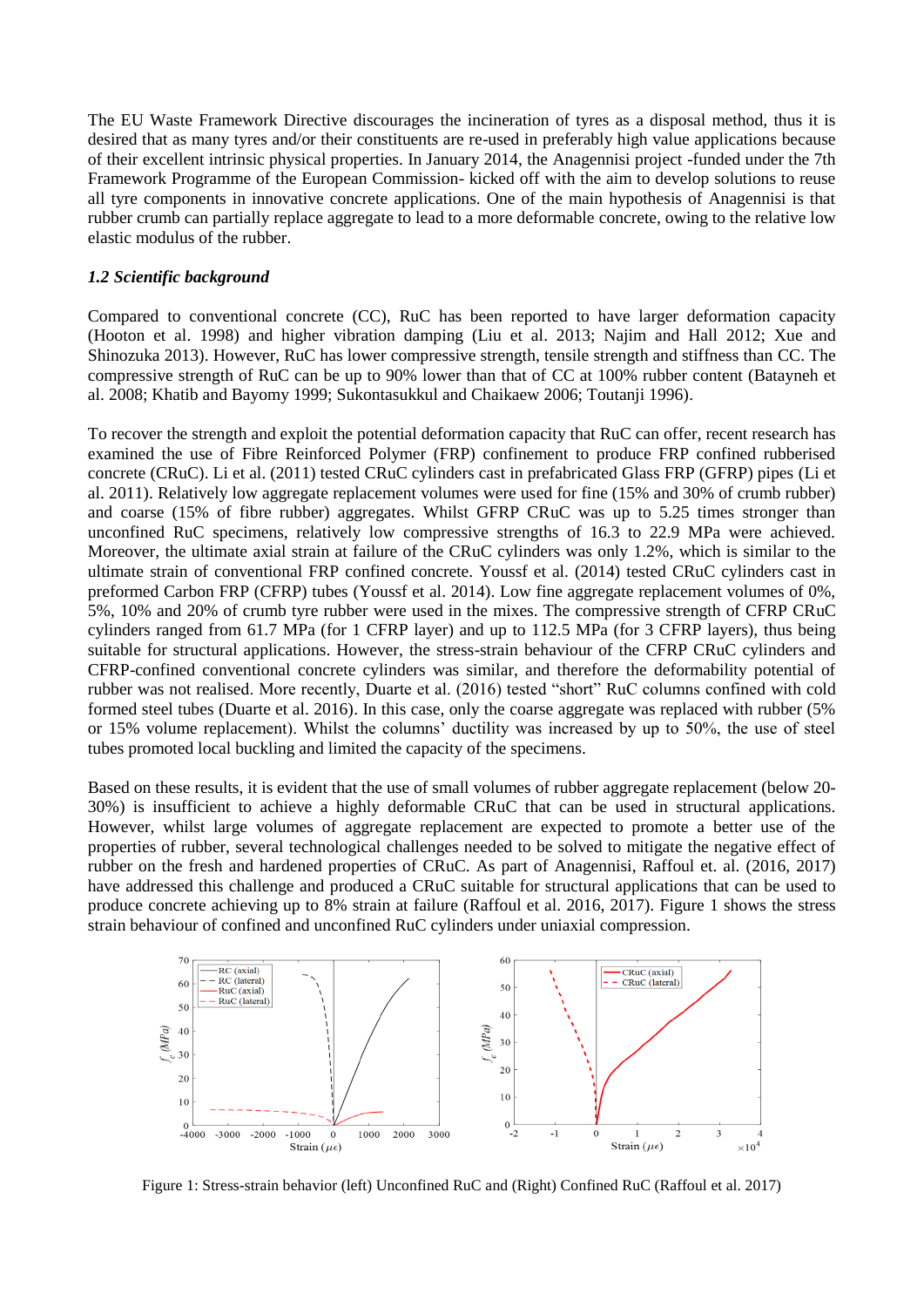The EU Waste Framework Directive discourages the incineration of tyres as a disposal method, thus it is desired that as many tyres and/or their constituents are re-used in preferably high value applications because of their excellent intrinsic physical properties. In January 2014, the Anagennisi project -funded under the 7th Framework Programme of the European Commission- kicked off with the aim to develop solutions to reuse all tyre components in innovative concrete applications. One of the main hypothesis of Anagennisi is that rubber crumb can partially replace aggregate to lead to a more deformable concrete, owing to the relative low elastic modulus of the rubber.

### *1.2 Scientific background*

Compared to conventional concrete (CC), RuC has been reported to have larger deformation capacity (Hooton et al. 1998) and higher vibration damping (Liu et al. 2013; Najim and Hall 2012; Xue and Shinozuka 2013). However, RuC has lower compressive strength, tensile strength and stiffness than CC. The compressive strength of RuC can be up to 90% lower than that of CC at 100% rubber content (Batayneh et al. 2008; Khatib and Bayomy 1999; Sukontasukkul and Chaikaew 2006; Toutanji 1996).

To recover the strength and exploit the potential deformation capacity that RuC can offer, recent research has examined the use of Fibre Reinforced Polymer (FRP) confinement to produce FRP confined rubberised concrete (CRuC). Li et al. (2011) tested CRuC cylinders cast in prefabricated Glass FRP (GFRP) pipes (Li et al. 2011). Relatively low aggregate replacement volumes were used for fine (15% and 30% of crumb rubber) and coarse (15% of fibre rubber) aggregates. Whilst GFRP CRuC was up to 5.25 times stronger than unconfined RuC specimens, relatively low compressive strengths of 16.3 to 22.9 MPa were achieved. Moreover, the ultimate axial strain at failure of the CRuC cylinders was only 1.2%, which is similar to the ultimate strain of conventional FRP confined concrete. Youssf et al. (2014) tested CRuC cylinders cast in preformed Carbon FRP (CFRP) tubes (Youssf et al. 2014). Low fine aggregate replacement volumes of 0%, 5%, 10% and 20% of crumb tyre rubber were used in the mixes. The compressive strength of CFRP CRuC cylinders ranged from 61.7 MPa (for 1 CFRP layer) and up to 112.5 MPa (for 3 CFRP layers), thus being suitable for structural applications. However, the stress-strain behaviour of the CFRP CRuC cylinders and CFRP-confined conventional concrete cylinders was similar, and therefore the deformability potential of rubber was not realised. More recently, Duarte et al. (2016) tested "short" RuC columns confined with cold formed steel tubes (Duarte et al. 2016). In this case, only the coarse aggregate was replaced with rubber (5% or 15% volume replacement). Whilst the columns' ductility was increased by up to 50%, the use of steel tubes promoted local buckling and limited the capacity of the specimens.

Based on these results, it is evident that the use of small volumes of rubber aggregate replacement (below 20-30%) is insufficient to achieve a highly deformable CRuC that can be used in structural applications. However, whilst large volumes of aggregate replacement are expected to promote a better use of the properties of rubber, several technological challenges needed to be solved to mitigate the negative effect of rubber on the fresh and hardened properties of CRuC. As part of Anagennisi, Raffoul et. al. (2016, 2017) have addressed this challenge and produced a CRuC suitable for structural applications that can be used to produce concrete achieving up to 8% strain at failure (Raffoul et al. 2016, 2017). Figure 1 shows the stress strain behaviour of confined and unconfined RuC cylinders under uniaxial compression.

Figure 1: Stress-strain behavior (left) Unconfined RuC and (Right) Confined RuC (Raffoul et al. 2017)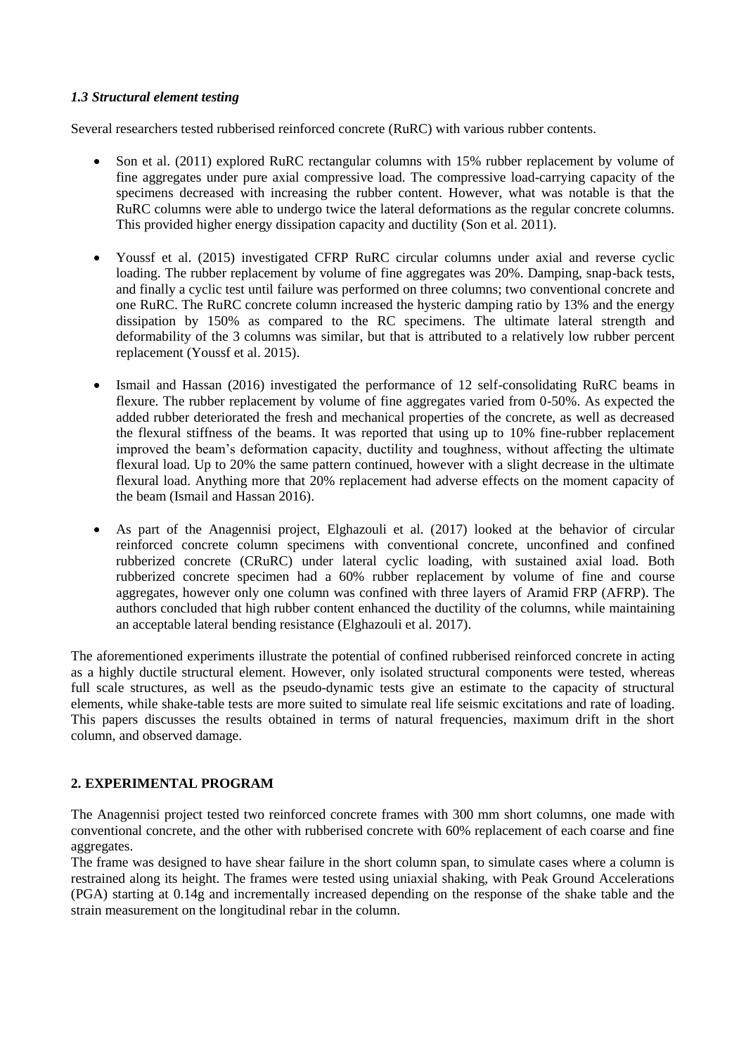### *1.3 Structural element testing*

Several researchers tested rubberised reinforced concrete (RuRC) with various rubber contents.

- Son et al. (2011) explored RuRC rectangular columns with 15% rubber replacement by volume of fine aggregates under pure axial compressive load. The compressive load-carrying capacity of the specimens decreased with increasing the rubber content. However, what was notable is that the RuRC columns were able to undergo twice the lateral deformations as the regular concrete columns. This provided higher energy dissipation capacity and ductility (Son et al. 2011).

- Youssf et al. (2015) investigated CFRP RuRC circular columns under axial and reverse cyclic loading. The rubber replacement by volume of fine aggregates was 20%. Damping, snap-back tests, and finally a cyclic test until failure was performed on three columns; two conventional concrete and one RuRC. The RuRC concrete column increased the hysteric damping ratio by 13% and the energy dissipation by 150% as compared to the RC specimens. The ultimate lateral strength and deformability of the 3 columns was similar, but that is attributed to a relatively low rubber percent replacement (Youssf et al. 2015).

- Ismail and Hassan (2016) investigated the performance of 12 self-consolidating RuRC beams in flexure. The rubber replacement by volume of fine aggregates varied from 0-50%. As expected the added rubber deteriorated the fresh and mechanical properties of the concrete, as well as decreased the flexural stiffness of the beams. It was reported that using up to 10% fine-rubber replacement improved the beam's deformation capacity, ductility and toughness, without affecting the ultimate flexural load. Up to 20% the same pattern continued, however with a slight decrease in the ultimate flexural load. Anything more that 20% replacement had adverse effects on the moment capacity of the beam (Ismail and Hassan 2016).

- As part of the Anagennisi project, Elghazouli et al. (2017) looked at the behavior of circular reinforced concrete column specimens with conventional concrete, unconfined and confined rubberized concrete (CRuRC) under lateral cyclic loading, with sustained axial load. Both rubberized concrete specimen had a 60% rubber replacement by volume of fine and course aggregates, however only one column was confined with three layers of Aramid FRP (AFRP). The authors concluded that high rubber content enhanced the ductility of the columns, while maintaining an acceptable lateral bending resistance (Elghazouli et al. 2017).

The aforementioned experiments illustrate the potential of confined rubberised reinforced concrete in acting as a highly ductile structural element. However, only isolated structural components were tested, whereas full scale structures, as well as the pseudo-dynamic tests give an estimate to the capacity of structural elements, while shake-table tests are more suited to simulate real life seismic excitations and rate of loading. This papers discusses the results obtained in terms of natural frequencies, maximum drift in the short column, and observed damage.

## 2. EXPERIMENTAL PROGRAM

The Anagennisi project tested two reinforced concrete frames with 300 mm short columns, one made with conventional concrete, and the other with rubberised concrete with 60% replacement of each coarse and fine aggregates.

The frame was designed to have shear failure in the short column span, to simulate cases where a column is restrained along its height. The frames were tested using uniaxial shaking, with Peak Ground Accelerations (PGA) starting at 0.14g and incrementally increased depending on the response of the shake table and the strain measurement on the longitudinal rebar in the column.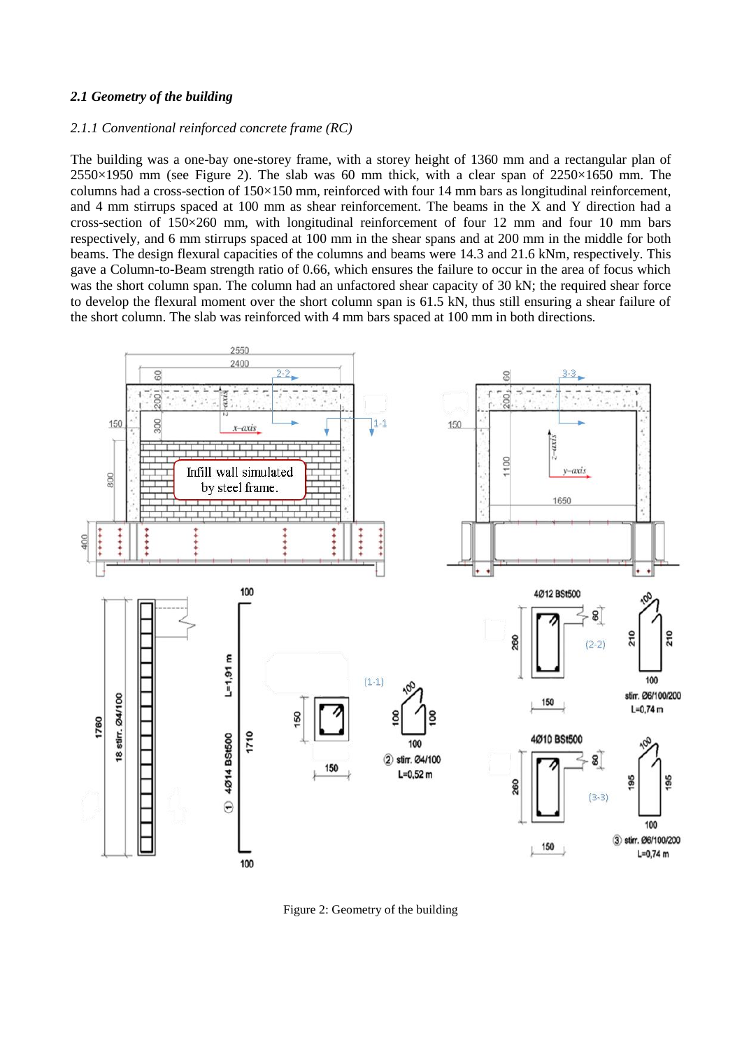### *2.1 Geometry of the building*

#### *2.1.1 Conventional reinforced concrete frame (RC)*

The building was a one-bay one-storey frame, with a storey height of 1360 mm and a rectangular plan of 2550×1950 mm (see Figure 2). The slab was 60 mm thick, with a clear span of 2250×1650 mm. The columns had a cross-section of 150×150 mm, reinforced with four 14 mm bars as longitudinal reinforcement, and 4 mm stirrups spaced at 100 mm as shear reinforcement. The beams in the X and Y direction had a cross-section of 150×260 mm, with longitudinal reinforcement of four 12 mm and four 10 mm bars respectively, and 6 mm stirrups spaced at 100 mm in the shear spans and at 200 mm in the middle for both beams. The design flexural capacities of the columns and beams were 14.3 and 21.6 kNm, respectively. This gave a Column-to-Beam strength ratio of 0.66, which ensures the failure to occur in the area of focus which was the short column span. The column had an unfactored shear capacity of 30 kN; the required shear force to develop the flexural moment over the short column span is 61.5 kN, thus still ensuring a shear failure of the short column. The slab was reinforced with 4 mm bars spaced at 100 mm in both directions.

Figure 2: Geometry of the building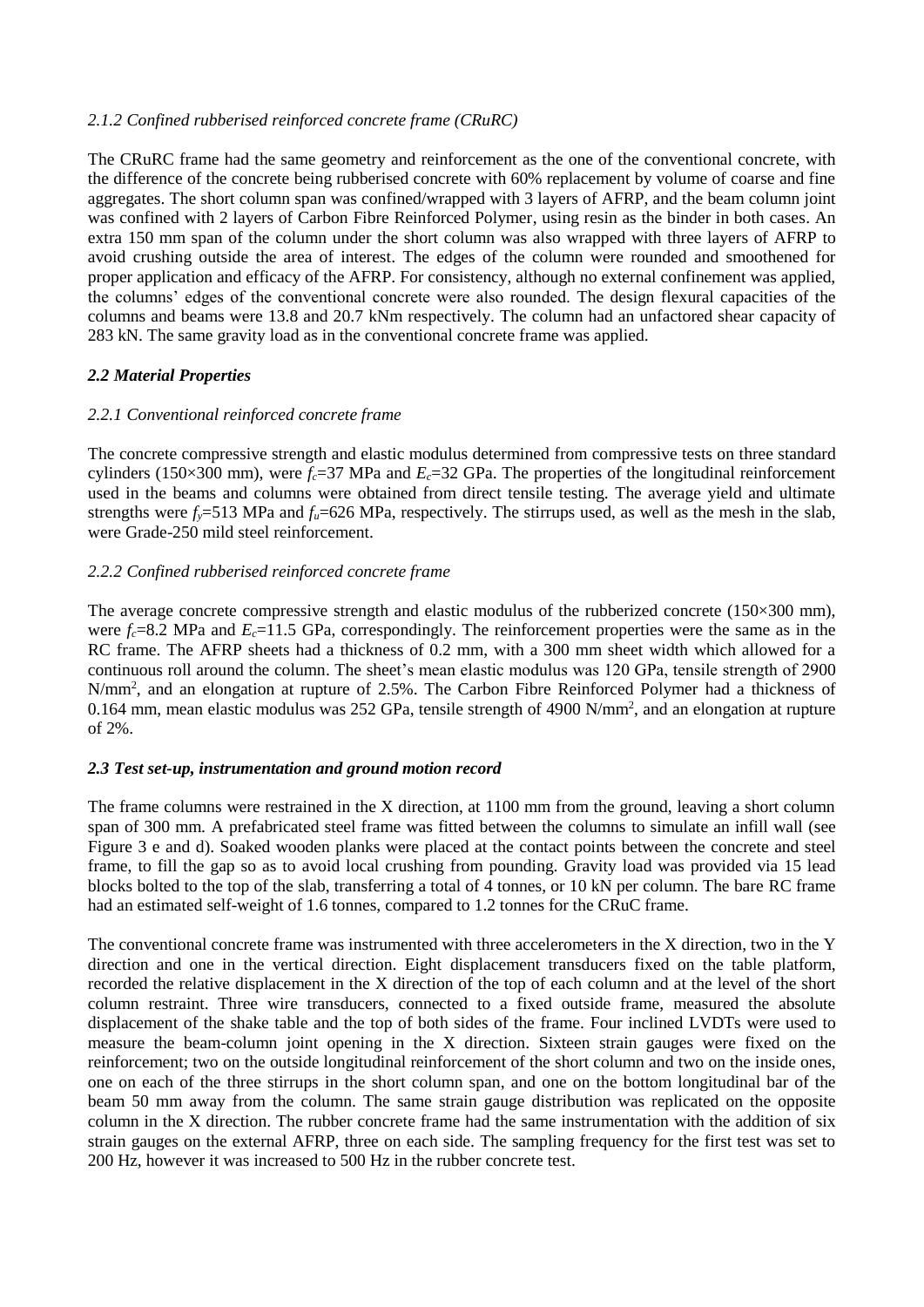### *2.1.2 Confined rubberised reinforced concrete frame (CRuRC)*

The CRuRC frame had the same geometry and reinforcement as the one of the conventional concrete, with the difference of the concrete being rubberised concrete with 60% replacement by volume of coarse and fine aggregates. The short column span was confined/wrapped with 3 layers of AFRP, and the beam column joint was confined with 2 layers of Carbon Fibre Reinforced Polymer, using resin as the binder in both cases. An extra 150 mm span of the column under the short column was also wrapped with three layers of AFRP to avoid crushing outside the area of interest. The edges of the column were rounded and smoothened for proper application and efficacy of the AFRP. For consistency, although no external confinement was applied, the columns' edges of the conventional concrete were also rounded. The design flexural capacities of the columns and beams were 13.8 and 20.7 kNm respectively. The column had an unfactored shear capacity of 283 kN. The same gravity load as in the conventional concrete frame was applied.

## ***2.2 Material Properties***

### *2.2.1 Conventional reinforced concrete frame*

The concrete compressive strength and elastic modulus determined from compressive tests on three standard cylinders (150×300 mm), were $f_c$=37 MPa and $E_c$=32 GPa. The properties of the longitudinal reinforcement used in the beams and columns were obtained from direct tensile testing. The average yield and ultimate strengths were $f_y$=513 MPa and $f_u$=626 MPa, respectively. The stirrups used, as well as the mesh in the slab, were Grade-250 mild steel reinforcement.

### *2.2.2 Confined rubberised reinforced concrete frame*

The average concrete compressive strength and elastic modulus of the rubberized concrete (150×300 mm), were $f_c$=8.2 MPa and $E_c$=11.5 GPa, correspondingly. The reinforcement properties were the same as in the RC frame. The AFRP sheets had a thickness of 0.2 mm, with a 300 mm sheet width which allowed for a continuous roll around the column. The sheet's mean elastic modulus was 120 GPa, tensile strength of 2900 N/mm$^2$, and an elongation at rupture of 2.5%. The Carbon Fibre Reinforced Polymer had a thickness of 0.164 mm, mean elastic modulus was 252 GPa, tensile strength of 4900 N/mm$^2$, and an elongation at rupture of 2%.

## ***2.3 Test set-up, instrumentation and ground motion record***

The frame columns were restrained in the X direction, at 1100 mm from the ground, leaving a short column span of 300 mm. A prefabricated steel frame was fitted between the columns to simulate an infill wall (see Figure 3 e and d). Soaked wooden planks were placed at the contact points between the concrete and steel frame, to fill the gap so as to avoid local crushing from pounding. Gravity load was provided via 15 lead blocks bolted to the top of the slab, transferring a total of 4 tonnes, or 10 kN per column. The bare RC frame had an estimated self-weight of 1.6 tonnes, compared to 1.2 tonnes for the CRuC frame.

The conventional concrete frame was instrumented with three accelerometers in the X direction, two in the Y direction and one in the vertical direction. Eight displacement transducers fixed on the table platform, recorded the relative displacement in the X direction of the top of each column and at the level of the short column restraint. Three wire transducers, connected to a fixed outside frame, measured the absolute displacement of the shake table and the top of both sides of the frame. Four inclined LVDTs were used to measure the beam-column joint opening in the X direction. Sixteen strain gauges were fixed on the reinforcement; two on the outside longitudinal reinforcement of the short column and two on the inside ones, one on each of the three stirrups in the short column span, and one on the bottom longitudinal bar of the beam 50 mm away from the column. The same strain gauge distribution was replicated on the opposite column in the X direction. The rubber concrete frame had the same instrumentation with the addition of six strain gauges on the external AFRP, three on each side. The sampling frequency for the first test was set to 200 Hz, however it was increased to 500 Hz in the rubber concrete test.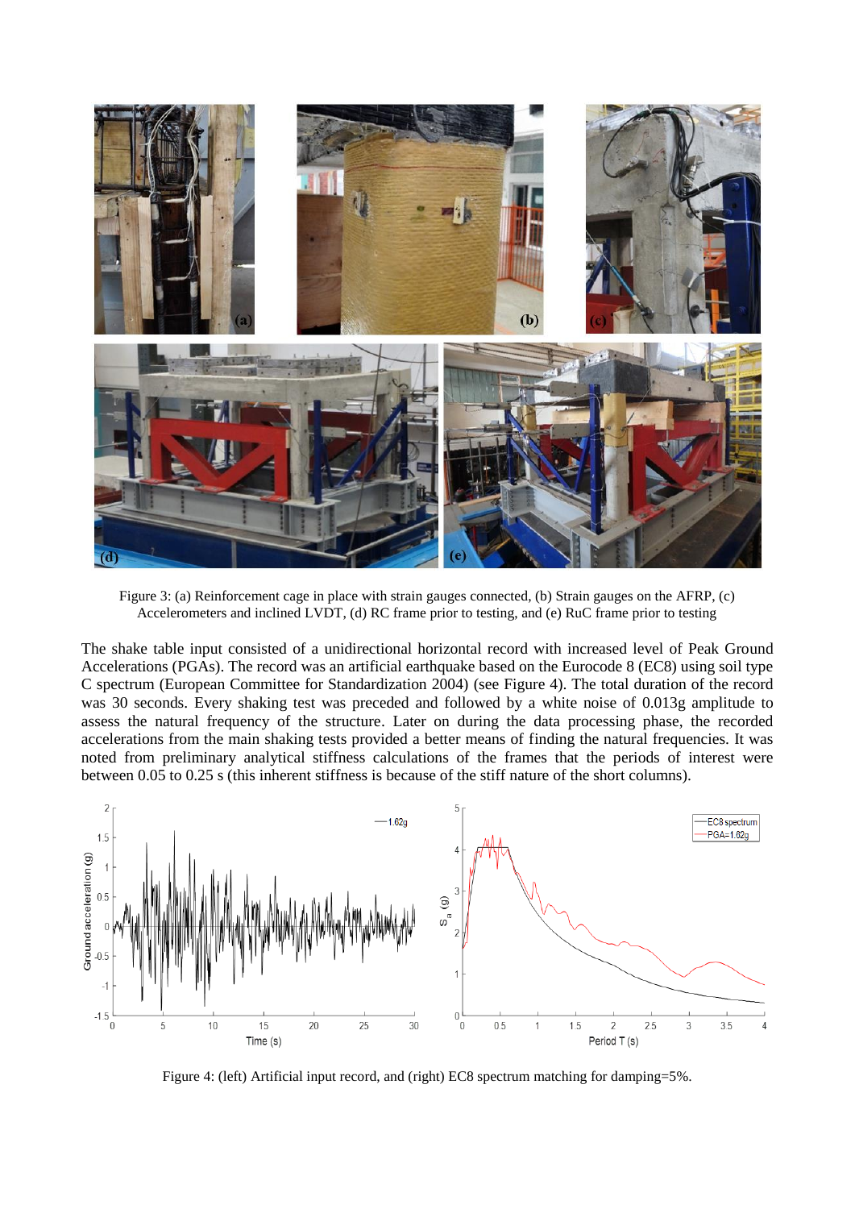Figure 3: (a) Reinforcement cage in place with strain gauges connected, (b) Strain gauges on the AFRP, (c) Accelerometers and inclined LVDT, (d) RC frame prior to testing, and (e) RuC frame prior to testing

The shake table input consisted of a unidirectional horizontal record with increased level of Peak Ground Accelerations (PGAs). The record was an artificial earthquake based on the Eurocode 8 (EC8) using soil type C spectrum (European Committee for Standardization 2004) (see Figure 4). The total duration of the record was 30 seconds. Every shaking test was preceded and followed by a white noise of 0.013g amplitude to assess the natural frequency of the structure. Later on during the data processing phase, the recorded accelerations from the main shaking tests provided a better means of finding the natural frequencies. It was noted from preliminary analytical stiffness calculations of the frames that the periods of interest were between 0.05 to 0.25 s (this inherent stiffness is because of the stiff nature of the short columns).

Figure 4: (left) Artificial input record, and (right) EC8 spectrum matching for damping=5%.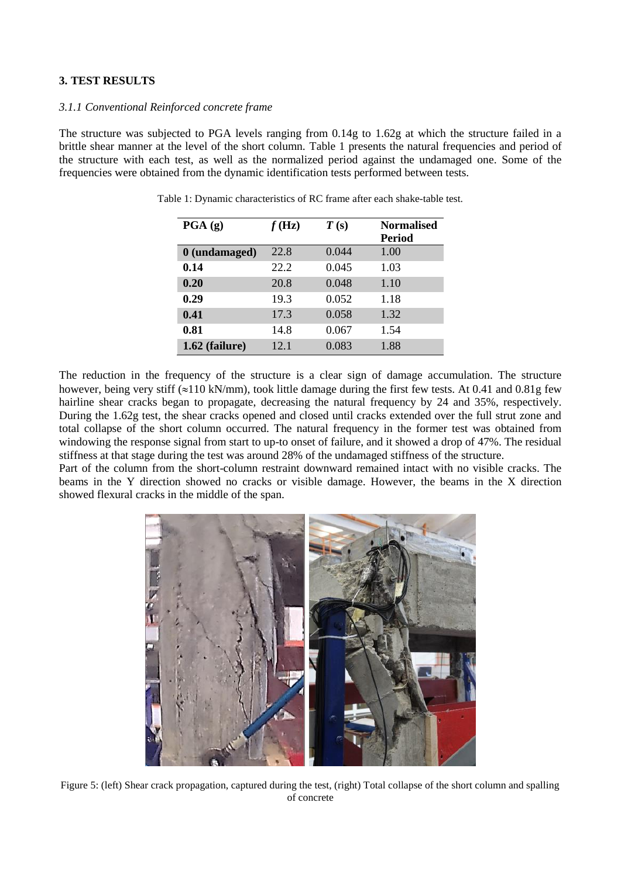# 3. TEST RESULTS

### *3.1.1 Conventional Reinforced concrete frame*

The structure was subjected to PGA levels ranging from 0.14g to 1.62g at which the structure failed in a brittle shear manner at the level of the short column. Table 1 presents the natural frequencies and period of the structure with each test, as well as the normalized period against the undamaged one. Some of the frequencies were obtained from the dynamic identification tests performed between tests.

Table 1: Dynamic characteristics of RC frame after each shake-table test.

| PGA (g) | *f* (Hz) | *T* (s) | Normalised Period |
|---|---|---|---|
| **0 (undamaged)** | 22.8 | 0.044 | 1.00 |
| **0.14** | 22.2 | 0.045 | 1.03 |
| **0.20** | 20.8 | 0.048 | 1.10 |
| **0.29** | 19.3 | 0.052 | 1.18 |
| **0.41** | 17.3 | 0.058 | 1.32 |
| **0.81** | 14.8 | 0.067 | 1.54 |
| **1.62 (failure)** | 12.1 | 0.083 | 1.88 |

The reduction in the frequency of the structure is a clear sign of damage accumulation. The structure however, being very stiff (≈110 kN/mm), took little damage during the first few tests. At 0.41 and 0.81g few hairline shear cracks began to propagate, decreasing the natural frequency by 24 and 35%, respectively. During the 1.62g test, the shear cracks opened and closed until cracks extended over the full strut zone and total collapse of the short column occurred. The natural frequency in the former test was obtained from windowing the response signal from start to up-to onset of failure, and it showed a drop of 47%. The residual stiffness at that stage during the test was around 28% of the undamaged stiffness of the structure.

Part of the column from the short-column restraint downward remained intact with no visible cracks. The beams in the Y direction showed no cracks or visible damage. However, the beams in the X direction showed flexural cracks in the middle of the span.

Figure 5: (left) Shear crack propagation, captured during the test, (right) Total collapse of the short column and spalling of concrete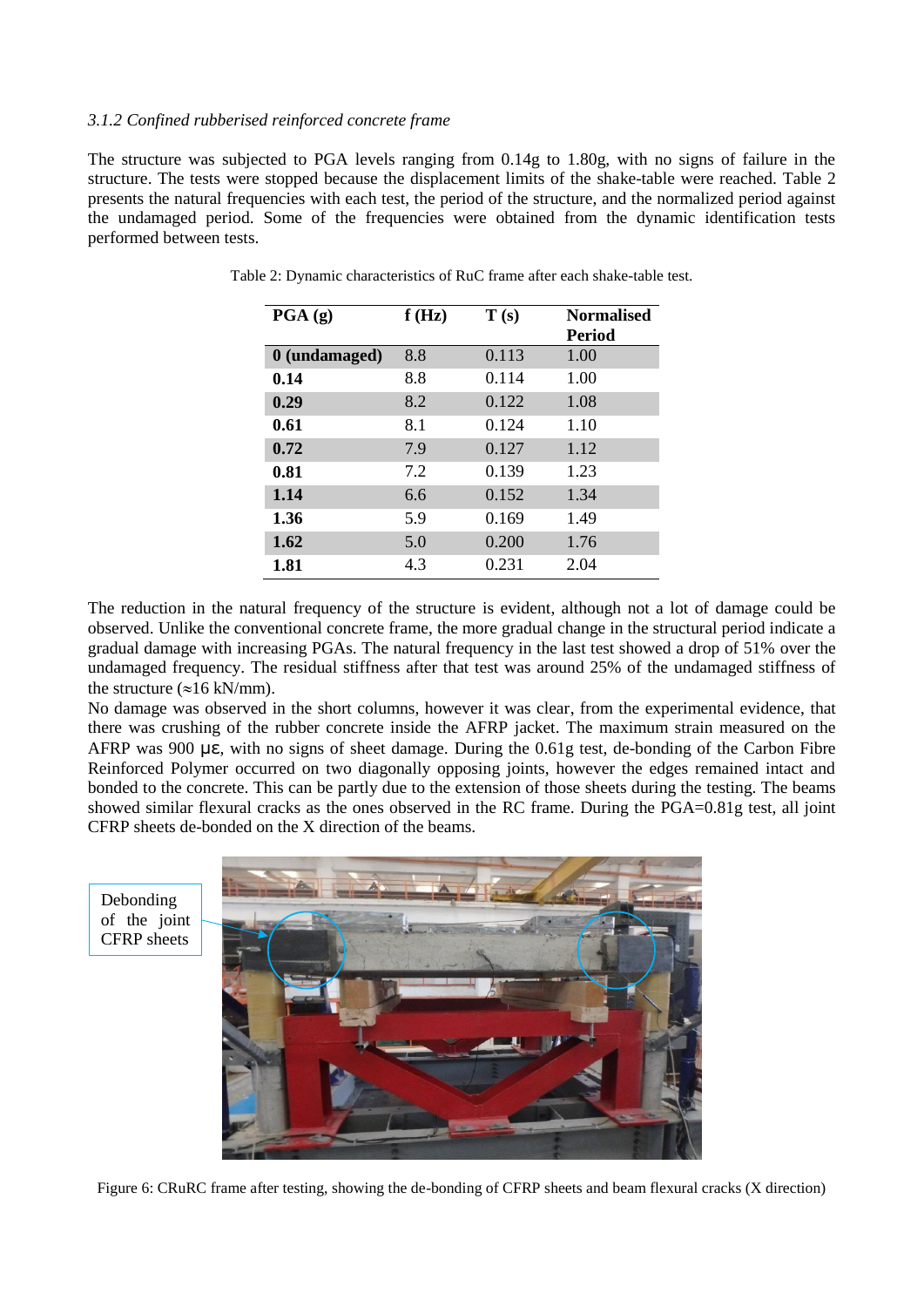*3.1.2 Confined rubberised reinforced concrete frame*

The structure was subjected to PGA levels ranging from 0.14g to 1.80g, with no signs of failure in the structure. The tests were stopped because the displacement limits of the shake-table were reached. Table 2 presents the natural frequencies with each test, the period of the structure, and the normalized period against the undamaged period. Some of the frequencies were obtained from the dynamic identification tests performed between tests.

Table 2: Dynamic characteristics of RuC frame after each shake-table test.

| PGA (g) | f (Hz) | T (s) | Normalised Period |
|---|---|---|---|
| **0 (undamaged)** | 8.8 | 0.113 | 1.00 |
| **0.14** | 8.8 | 0.114 | 1.00 |
| **0.29** | 8.2 | 0.122 | 1.08 |
| **0.61** | 8.1 | 0.124 | 1.10 |
| **0.72** | 7.9 | 0.127 | 1.12 |
| **0.81** | 7.2 | 0.139 | 1.23 |
| **1.14** | 6.6 | 0.152 | 1.34 |
| **1.36** | 5.9 | 0.169 | 1.49 |
| **1.62** | 5.0 | 0.200 | 1.76 |
| **1.81** | 4.3 | 0.231 | 2.04 |

The reduction in the natural frequency of the structure is evident, although not a lot of damage could be observed. Unlike the conventional concrete frame, the more gradual change in the structural period indicate a gradual damage with increasing PGAs. The natural frequency in the last test showed a drop of 51% over the undamaged frequency. The residual stiffness after that test was around 25% of the undamaged stiffness of the structure (≈16 kN/mm).

No damage was observed in the short columns, however it was clear, from the experimental evidence, that there was crushing of the rubber concrete inside the AFRP jacket. The maximum strain measured on the AFRP was 900 $\mu\varepsilon$, with no signs of sheet damage. During the 0.61g test, de-bonding of the Carbon Fibre Reinforced Polymer occurred on two diagonally opposing joints, however the edges remained intact and bonded to the concrete. This can be partly due to the extension of those sheets during the testing. The beams showed similar flexural cracks as the ones observed in the RC frame. During the PGA=0.81g test, all joint CFRP sheets de-bonded on the X direction of the beams.

Debonding of the joint CFRP sheets

Figure 6: CRuRC frame after testing, showing the de-bonding of CFRP sheets and beam flexural cracks (X direction)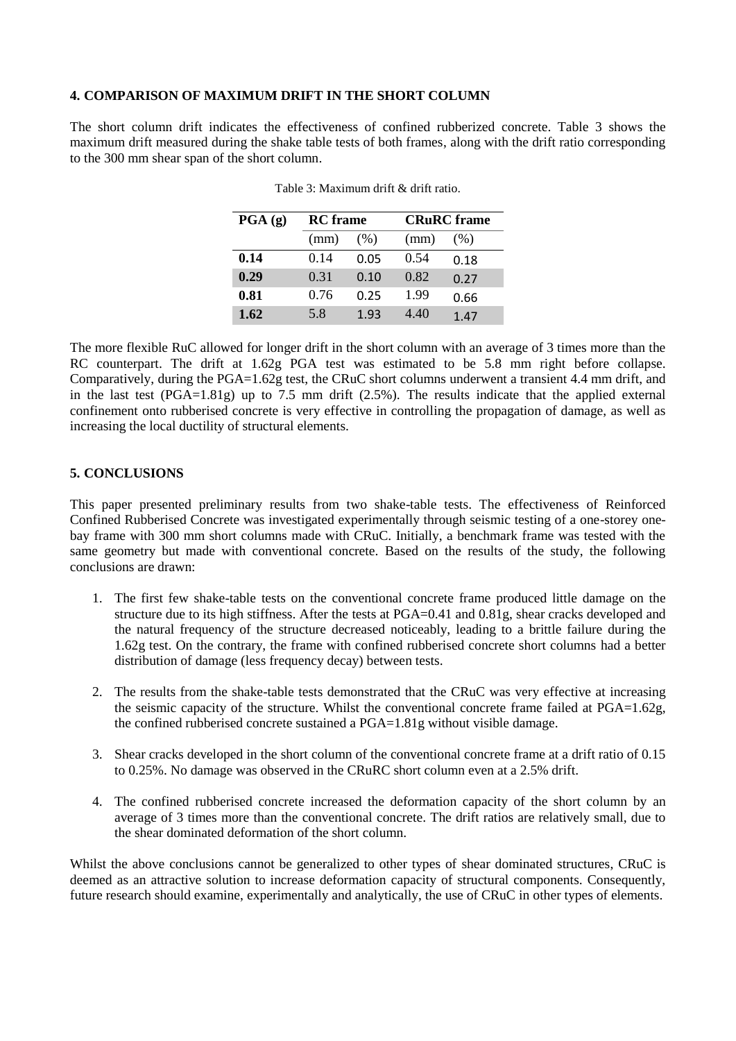## 4. COMPARISON OF MAXIMUM DRIFT IN THE SHORT COLUMN

The short column drift indicates the effectiveness of confined rubberized concrete. Table 3 shows the maximum drift measured during the shake table tests of both frames, along with the drift ratio corresponding to the 300 mm shear span of the short column.

Table 3: Maximum drift & drift ratio.

| PGA (g) | RC frame | | CRuRC frame | |
|---|---|---|---|---|
| | (mm) | (%) | (mm) | (%) |
| **0.14** | 0.14 | 0.05 | 0.54 | 0.18 |
| **0.29** | 0.31 | 0.10 | 0.82 | 0.27 |
| **0.81** | 0.76 | 0.25 | 1.99 | 0.66 |
| **1.62** | 5.8 | 1.93 | 4.40 | 1.47 |

The more flexible RuC allowed for longer drift in the short column with an average of 3 times more than the RC counterpart. The drift at 1.62g PGA test was estimated to be 5.8 mm right before collapse. Comparatively, during the PGA=1.62g test, the CRuC short columns underwent a transient 4.4 mm drift, and in the last test (PGA=1.81g) up to 7.5 mm drift (2.5%). The results indicate that the applied external confinement onto rubberised concrete is very effective in controlling the propagation of damage, as well as increasing the local ductility of structural elements.

## 5. CONCLUSIONS

This paper presented preliminary results from two shake-table tests. The effectiveness of Reinforced Confined Rubberised Concrete was investigated experimentally through seismic testing of a one-storey one-bay frame with 300 mm short columns made with CRuC. Initially, a benchmark frame was tested with the same geometry but made with conventional concrete. Based on the results of the study, the following conclusions are drawn:

1. The first few shake-table tests on the conventional concrete frame produced little damage on the structure due to its high stiffness. After the tests at PGA=0.41 and 0.81g, shear cracks developed and the natural frequency of the structure decreased noticeably, leading to a brittle failure during the 1.62g test. On the contrary, the frame with confined rubberised concrete short columns had a better distribution of damage (less frequency decay) between tests.

2. The results from the shake-table tests demonstrated that the CRuC was very effective at increasing the seismic capacity of the structure. Whilst the conventional concrete frame failed at PGA=1.62g, the confined rubberised concrete sustained a PGA=1.81g without visible damage.

3. Shear cracks developed in the short column of the conventional concrete frame at a drift ratio of 0.15 to 0.25%. No damage was observed in the CRuRC short column even at a 2.5% drift.

4. The confined rubberised concrete increased the deformation capacity of the short column by an average of 3 times more than the conventional concrete. The drift ratios are relatively small, due to the shear dominated deformation of the short column.

Whilst the above conclusions cannot be generalized to other types of shear dominated structures, CRuC is deemed as an attractive solution to increase deformation capacity of structural components. Consequently, future research should examine, experimentally and analytically, the use of CRuC in other types of elements.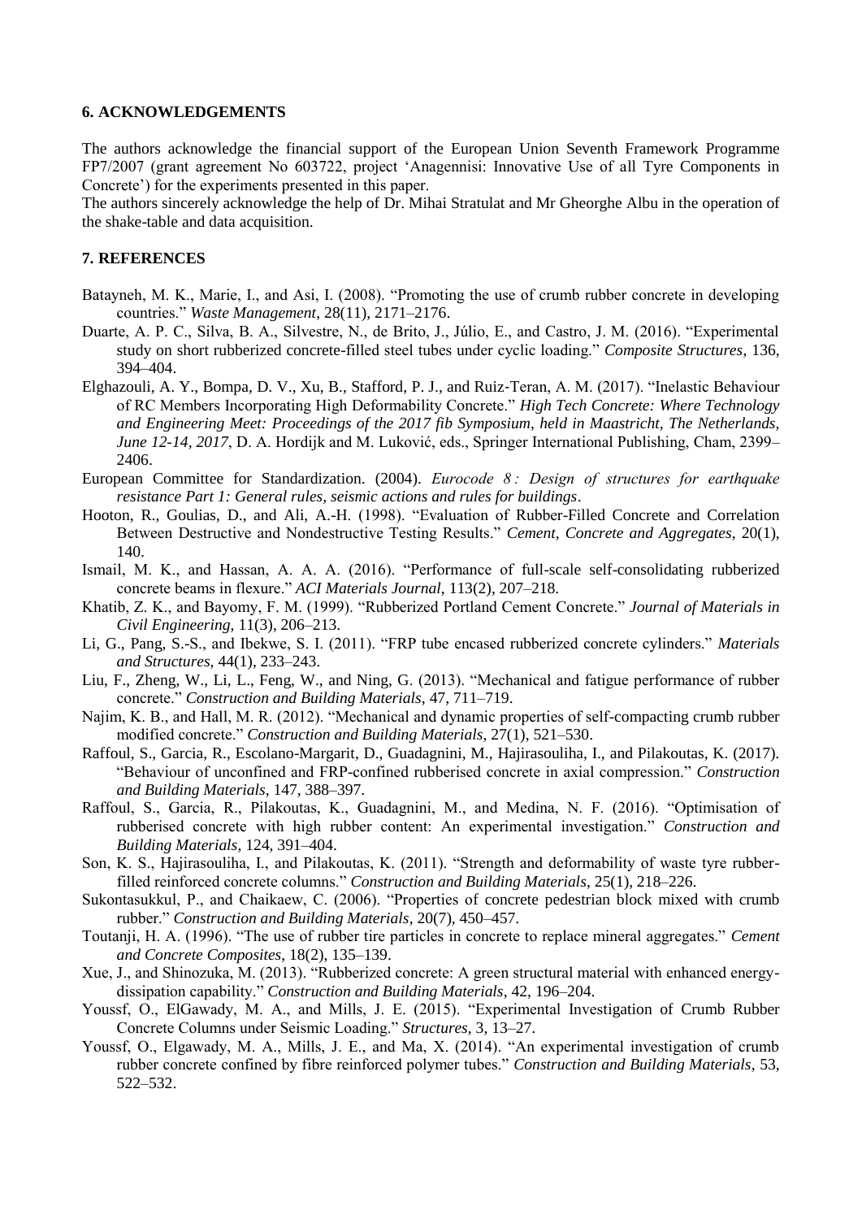## 6. ACKNOWLEDGEMENTS

The authors acknowledge the financial support of the European Union Seventh Framework Programme FP7/2007 (grant agreement No 603722, project 'Anagennisi: Innovative Use of all Tyre Components in Concrete') for the experiments presented in this paper.
The authors sincerely acknowledge the help of Dr. Mihai Stratulat and Mr Gheorghe Albu in the operation of the shake-table and data acquisition.

## 7. REFERENCES

Batayneh, M. K., Marie, I., and Asi, I. (2008). "Promoting the use of crumb rubber concrete in developing countries." *Waste Management*, 28(11), 2171–2176.

Duarte, A. P. C., Silva, B. A., Silvestre, N., de Brito, J., Júlio, E., and Castro, J. M. (2016). "Experimental study on short rubberized concrete-filled steel tubes under cyclic loading." *Composite Structures*, 136, 394–404.

Elghazouli, A. Y., Bompa, D. V., Xu, B., Stafford, P. J., and Ruiz-Teran, A. M. (2017). "Inelastic Behaviour of RC Members Incorporating High Deformability Concrete." *High Tech Concrete: Where Technology and Engineering Meet: Proceedings of the 2017 fib Symposium, held in Maastricht, The Netherlands, June 12-14, 2017*, D. A. Hordijk and M. Luković, eds., Springer International Publishing, Cham, 2399–2406.

European Committee for Standardization. (2004). *Eurocode 8 : Design of structures for earthquake resistance Part 1: General rules, seismic actions and rules for buildings*.

Hooton, R., Goulias, D., and Ali, A.-H. (1998). "Evaluation of Rubber-Filled Concrete and Correlation Between Destructive and Nondestructive Testing Results." *Cement, Concrete and Aggregates*, 20(1), 140.

Ismail, M. K., and Hassan, A. A. A. (2016). "Performance of full-scale self-consolidating rubberized concrete beams in flexure." *ACI Materials Journal*, 113(2), 207–218.

Khatib, Z. K., and Bayomy, F. M. (1999). "Rubberized Portland Cement Concrete." *Journal of Materials in Civil Engineering*, 11(3), 206–213.

Li, G., Pang, S.-S., and Ibekwe, S. I. (2011). "FRP tube encased rubberized concrete cylinders." *Materials and Structures*, 44(1), 233–243.

Liu, F., Zheng, W., Li, L., Feng, W., and Ning, G. (2013). "Mechanical and fatigue performance of rubber concrete." *Construction and Building Materials*, 47, 711–719.

Najim, K. B., and Hall, M. R. (2012). "Mechanical and dynamic properties of self-compacting crumb rubber modified concrete." *Construction and Building Materials*, 27(1), 521–530.

Raffoul, S., Garcia, R., Escolano-Margarit, D., Guadagnini, M., Hajirasouliha, I., and Pilakoutas, K. (2017). "Behaviour of unconfined and FRP-confined rubberised concrete in axial compression." *Construction and Building Materials*, 147, 388–397.

Raffoul, S., Garcia, R., Pilakoutas, K., Guadagnini, M., and Medina, N. F. (2016). "Optimisation of rubberised concrete with high rubber content: An experimental investigation." *Construction and Building Materials*, 124, 391–404.

Son, K. S., Hajirasouliha, I., and Pilakoutas, K. (2011). "Strength and deformability of waste tyre rubber-filled reinforced concrete columns." *Construction and Building Materials*, 25(1), 218–226.

Sukontasukkul, P., and Chaikaew, C. (2006). "Properties of concrete pedestrian block mixed with crumb rubber." *Construction and Building Materials*, 20(7), 450–457.

Toutanji, H. A. (1996). "The use of rubber tire particles in concrete to replace mineral aggregates." *Cement and Concrete Composites*, 18(2), 135–139.

Xue, J., and Shinozuka, M. (2013). "Rubberized concrete: A green structural material with enhanced energy-dissipation capability." *Construction and Building Materials*, 42, 196–204.

Youssf, O., ElGawady, M. A., and Mills, J. E. (2015). "Experimental Investigation of Crumb Rubber Concrete Columns under Seismic Loading." *Structures*, 3, 13–27.

Youssf, O., Elgawady, M. A., Mills, J. E., and Ma, X. (2014). "An experimental investigation of crumb rubber concrete confined by fibre reinforced polymer tubes." *Construction and Building Materials*, 53, 522–532.